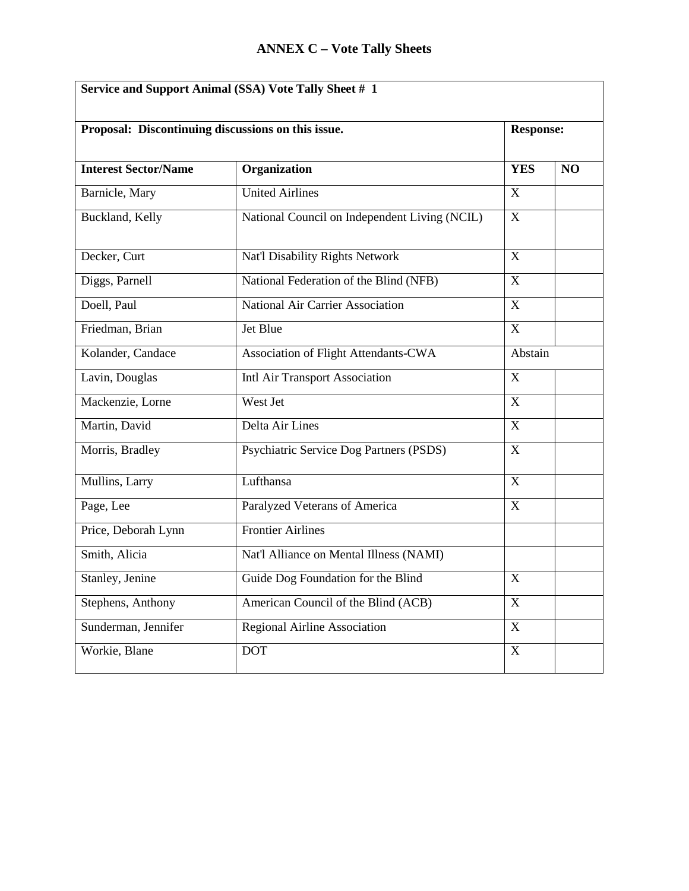# ANNEX C – Vote Tally Sheets

| **Service and Support Animal (SSA) Vote Tally Sheet # 1** | | | |
|---|---|---|---|
| **Proposal: Discontinuing discussions on this issue.** | | **Response:** | |
| **Interest Sector/Name** | **Organization** | **YES** | **NO** |
| Barnicle, Mary | United Airlines | X | |
| Buckland, Kelly | National Council on Independent Living (NCIL) | X | |
| Decker, Curt | Nat'l Disability Rights Network | X | |
| Diggs, Parnell | National Federation of the Blind (NFB) | X | |
| Doell, Paul | National Air Carrier Association | X | |
| Friedman, Brian | Jet Blue | X | |
| Kolander, Candace | Association of Flight Attendants-CWA | Abstain | |
| Lavin, Douglas | Intl Air Transport Association | X | |
| Mackenzie, Lorne | West Jet | X | |
| Martin, David | Delta Air Lines | X | |
| Morris, Bradley | Psychiatric Service Dog Partners (PSDS) | X | |
| Mullins, Larry | Lufthansa | X | |
| Page, Lee | Paralyzed Veterans of America | X | |
| Price, Deborah Lynn | Frontier Airlines | | |
| Smith, Alicia | Nat'l Alliance on Mental Illness (NAMI) | | |
| Stanley, Jenine | Guide Dog Foundation for the Blind | X | |
| Stephens, Anthony | American Council of the Blind (ACB) | X | |
| Sunderman, Jennifer | Regional Airline Association | X | |
| Workie, Blane | DOT | X | |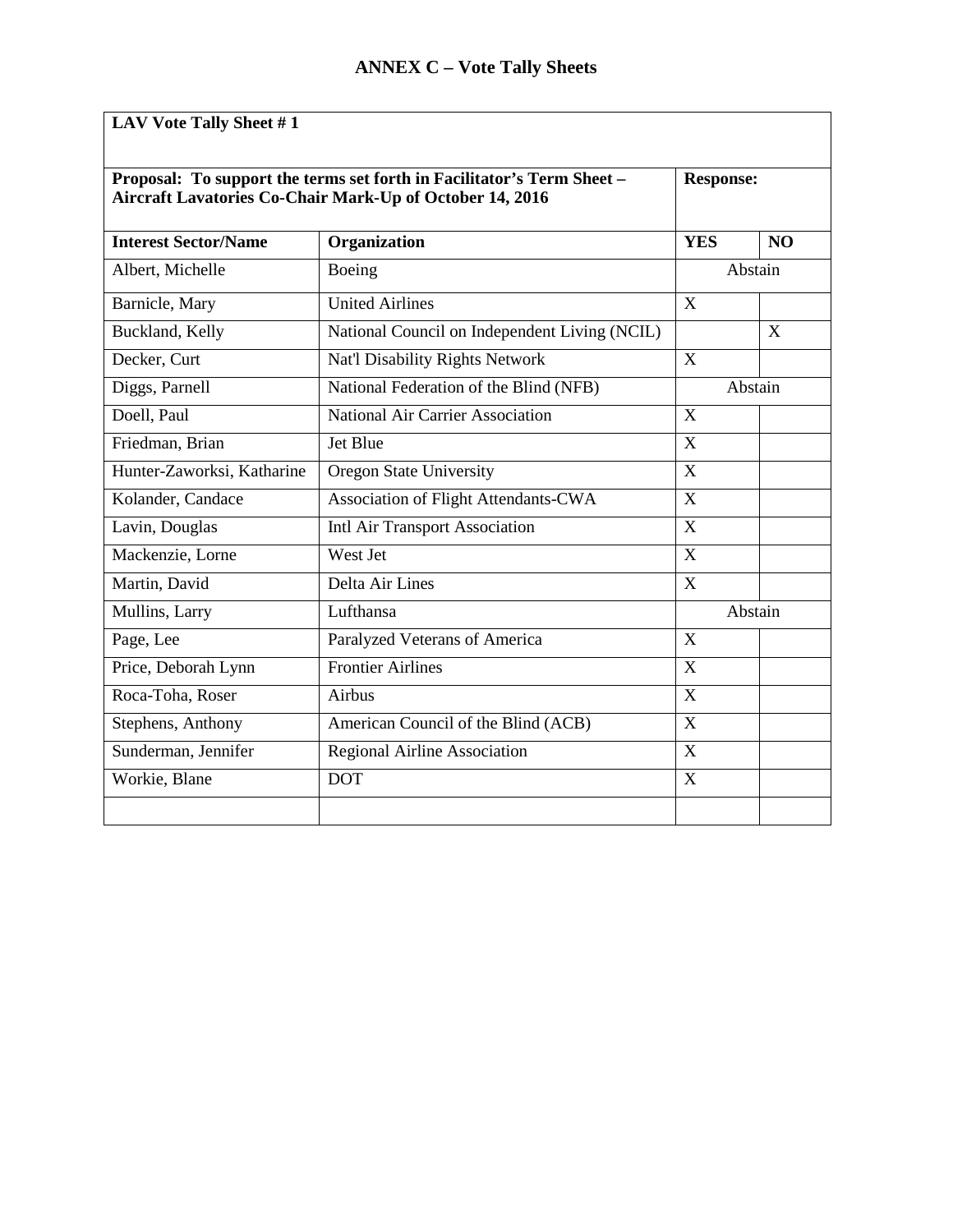# ANNEX C – Vote Tally Sheets

| **LAV Vote Tally Sheet # 1** | | | |
|---|---|---|---|
| **Proposal: To support the terms set forth in Facilitator's Term Sheet – Aircraft Lavatories Co-Chair Mark-Up of October 14, 2016** | | **Response:** | |
| **Interest Sector/Name** | **Organization** | **YES** | **NO** |
| Albert, Michelle | Boeing | Abstain | |
| Barnicle, Mary | United Airlines | X | |
| Buckland, Kelly | National Council on Independent Living (NCIL) | | X |
| Decker, Curt | Nat'l Disability Rights Network | X | |
| Diggs, Parnell | National Federation of the Blind (NFB) | Abstain | |
| Doell, Paul | National Air Carrier Association | X | |
| Friedman, Brian | Jet Blue | X | |
| Hunter-Zaworksi, Katharine | Oregon State University | X | |
| Kolander, Candace | Association of Flight Attendants-CWA | X | |
| Lavin, Douglas | Intl Air Transport Association | X | |
| Mackenzie, Lorne | West Jet | X | |
| Martin, David | Delta Air Lines | X | |
| Mullins, Larry | Lufthansa | Abstain | |
| Page, Lee | Paralyzed Veterans of America | X | |
| Price, Deborah Lynn | Frontier Airlines | X | |
| Roca-Toha, Roser | Airbus | X | |
| Stephens, Anthony | American Council of the Blind (ACB) | X | |
| Sunderman, Jennifer | Regional Airline Association | X | |
| Workie, Blane | DOT | X | |
| | | | |